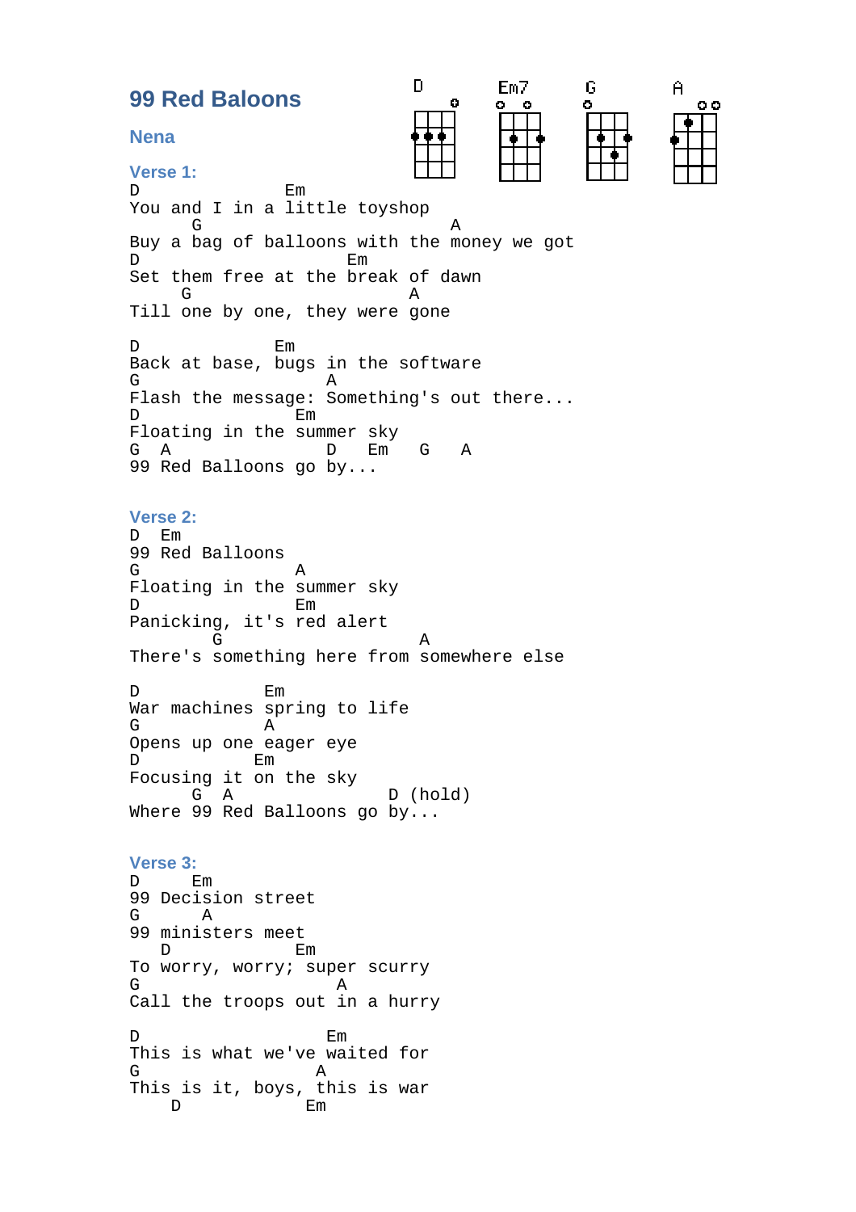# 99 Red Baloons

## Nena

D Em7 G A

### Verse 1:

```
D                   Em
You and I in a little toyshop
      G                         A
Buy a bag of balloons with the money we got
D                         Em
Set them free at the break of dawn
     G                          A
Till one by one, they were gone

D               Em
Back at base, bugs in the software
G                  A
Flash the message: Something's out there...
D               Em
Floating in the summer sky
G  A                 D    Em    G    A
99 Red Balloons go by...
```

### Verse 2:

```
D  Em
99 Red Balloons
G               A
Floating in the summer sky
D               Em
Panicking, it's red alert
        G                   A
There's something here from somewhere else

D            Em
War machines spring to life
G            A
Opens up one eager eye
D           Em
Focusing it on the sky
      G  A                 D (hold)
Where 99 Red Balloons go by...
```

### Verse 3:

```
D     Em
99 Decision street
G       A
99 ministers meet
   D             Em
To worry, worry; super scurry
G                    A
Call the troops out in a hurry

D                  Em
This is what we've waited for
G                A
This is it, boys, this is war
    D            Em
```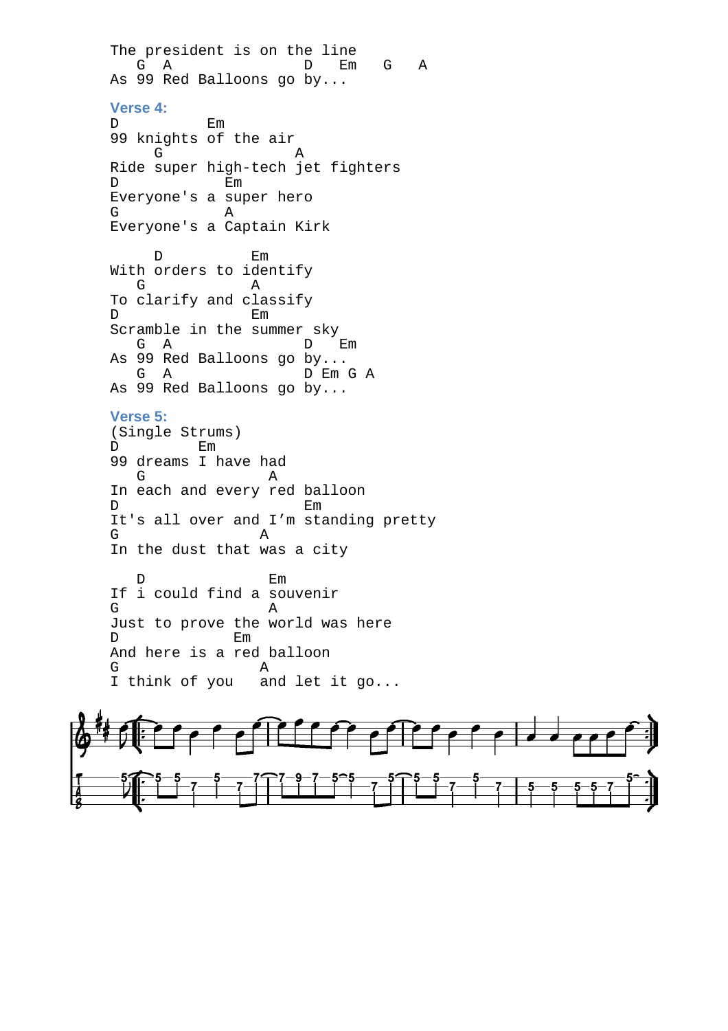```
The president is on the line
   G  A                 D    Em   G   A
As 99 Red Balloons go by...
```

**Verse 4:**

```
D         Em
99 knights of the air
     G                 A
Ride super high-tech jet fighters
D           Em
Everyone's a super hero
G           A
Everyone's a Captain Kirk

     D         Em
With orders to identify
   G          A
To clarify and classify
D              Em
Scramble in the summer sky
   G  A                 D    Em
As 99 Red Balloons go by...
   G  A                 D Em G A
As 99 Red Balloons go by...
```

**Verse 5:**

```
(Single Strums)
D        Em
99 dreams I have had
   G              A
In each and every red balloon
D                      Em
It's all over and I'm standing pretty
G              A
In the dust that was a city

   D              Em
If i could find a souvenir
G                 A
Just to prove the world was here
D            Em
And here is a red balloon
G              A
I think of you   and let it go...
```